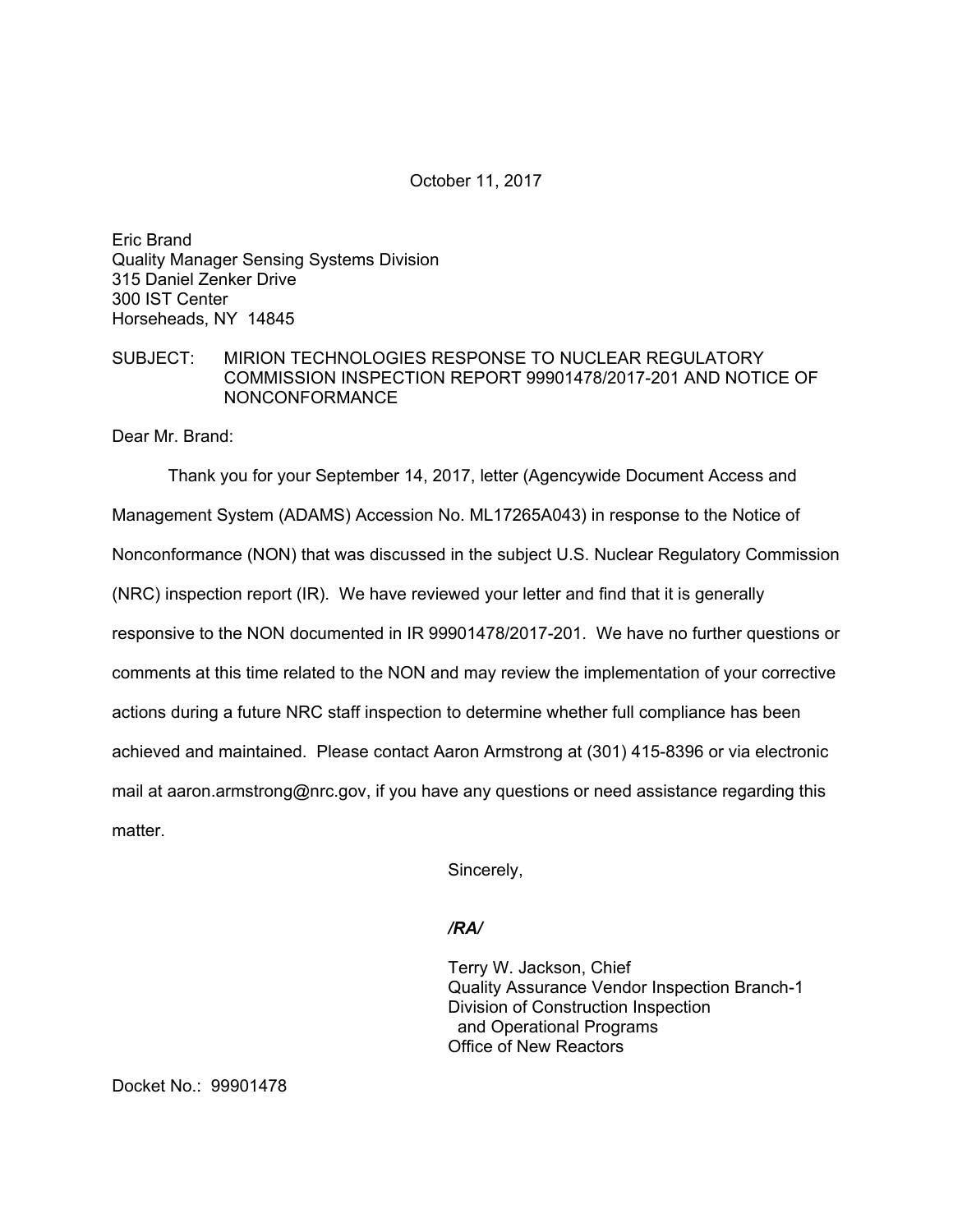October 11, 2017

Eric Brand  
Quality Manager Sensing Systems Division  
315 Daniel Zenker Drive  
300 IST Center  
Horseheads, NY 14845

SUBJECT: MIRION TECHNOLOGIES RESPONSE TO NUCLEAR REGULATORY COMMISSION INSPECTION REPORT 99901478/2017-201 AND NOTICE OF NONCONFORMANCE

Dear Mr. Brand:

Thank you for your September 14, 2017, letter (Agencywide Document Access and Management System (ADAMS) Accession No. ML17265A043) in response to the Notice of Nonconformance (NON) that was discussed in the subject U.S. Nuclear Regulatory Commission (NRC) inspection report (IR). We have reviewed your letter and find that it is generally responsive to the NON documented in IR 99901478/2017-201. We have no further questions or comments at this time related to the NON and may review the implementation of your corrective actions during a future NRC staff inspection to determine whether full compliance has been achieved and maintained. Please contact Aaron Armstrong at (301) 415-8396 or via electronic mail at aaron.armstrong@nrc.gov, if you have any questions or need assistance regarding this matter.

Sincerely,

*/RA/*

Terry W. Jackson, Chief  
Quality Assurance Vendor Inspection Branch-1  
Division of Construction Inspection  
and Operational Programs  
Office of New Reactors

Docket No.: 99901478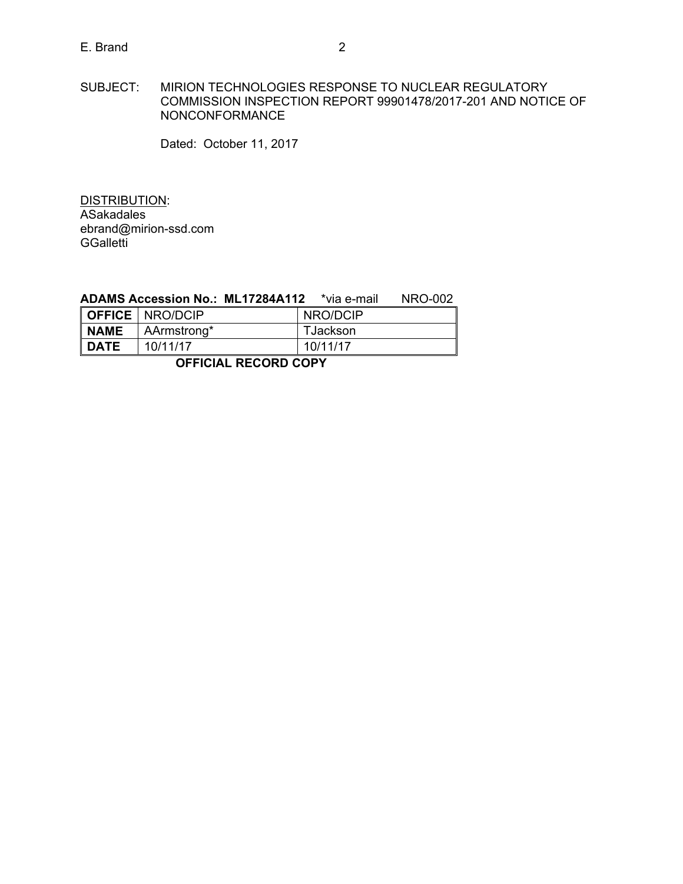SUBJECT: MIRION TECHNOLOGIES RESPONSE TO NUCLEAR REGULATORY COMMISSION INSPECTION REPORT 99901478/2017-201 AND NOTICE OF NONCONFORMANCE

Dated: October 11, 2017

DISTRIBUTION:
ASakadales
ebrand@mirion-ssd.com
GGalletti

**ADAMS Accession No.: ML17284A112** *via e-mail NRO-002

| **OFFICE** | NRO/DCIP | NRO/DCIP |
|---|---|---|
| **NAME** | AArmstrong* | TJackson |
| **DATE** | 10/11/17 | 10/11/17 |

**OFFICIAL RECORD COPY**